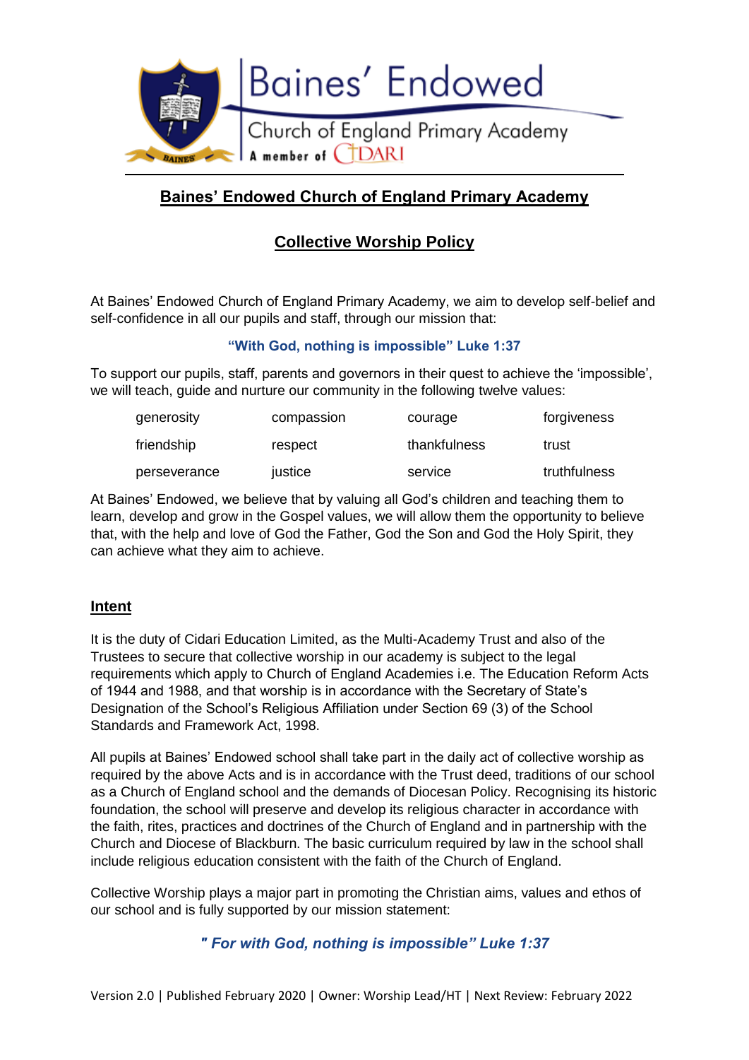# Baines' Endowed Church of England Primary Academy

## Collective Worship Policy

At Baines' Endowed Church of England Primary Academy, we aim to develop self-belief and self-confidence in all our pupils and staff, through our mission that:

**"With God, nothing is impossible" Luke 1:37**

To support our pupils, staff, parents and governors in their quest to achieve the 'impossible', we will teach, guide and nurture our community in the following twelve values:

| | | | |
|---|---|---|---|
| generosity | compassion | courage | forgiveness |
| friendship | respect | thankfulness | trust |
| perseverance | justice | service | truthfulness |

At Baines' Endowed, we believe that by valuing all God's children and teaching them to learn, develop and grow in the Gospel values, we will allow them the opportunity to believe that, with the help and love of God the Father, God the Son and God the Holy Spirit, they can achieve what they aim to achieve.

### Intent

It is the duty of Cidari Education Limited, as the Multi-Academy Trust and also of the Trustees to secure that collective worship in our academy is subject to the legal requirements which apply to Church of England Academies i.e. The Education Reform Acts of 1944 and 1988, and that worship is in accordance with the Secretary of State's Designation of the School's Religious Affiliation under Section 69 (3) of the School Standards and Framework Act, 1998.

All pupils at Baines' Endowed school shall take part in the daily act of collective worship as required by the above Acts and is in accordance with the Trust deed, traditions of our school as a Church of England school and the demands of Diocesan Policy. Recognising its historic foundation, the school will preserve and develop its religious character in accordance with the faith, rites, practices and doctrines of the Church of England and in partnership with the Church and Diocese of Blackburn. The basic curriculum required by law in the school shall include religious education consistent with the faith of the Church of England.

Collective Worship plays a major part in promoting the Christian aims, values and ethos of our school and is fully supported by our mission statement:

***" For with God, nothing is impossible" Luke 1:37***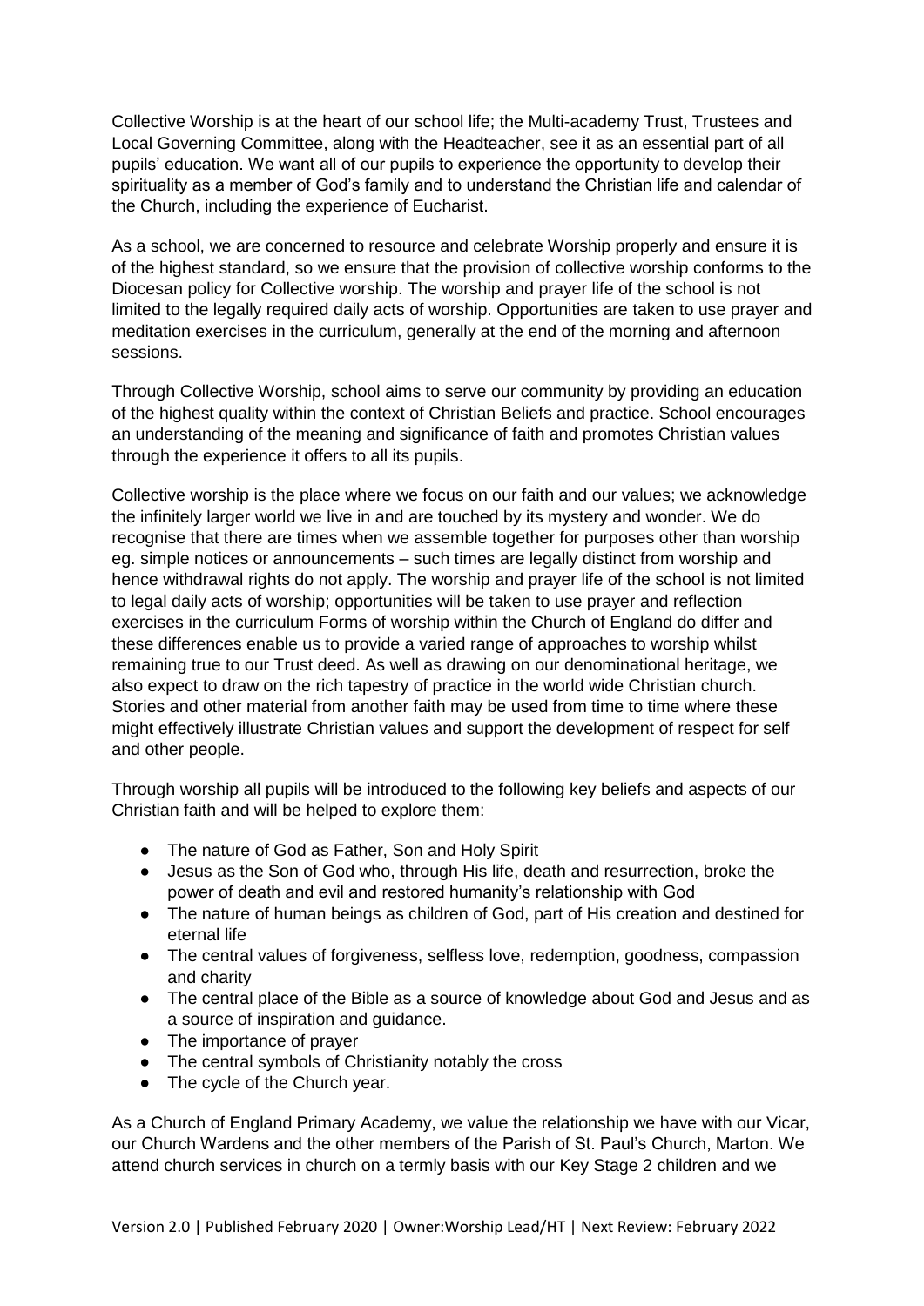Collective Worship is at the heart of our school life; the Multi-academy Trust, Trustees and Local Governing Committee, along with the Headteacher, see it as an essential part of all pupils' education. We want all of our pupils to experience the opportunity to develop their spirituality as a member of God's family and to understand the Christian life and calendar of the Church, including the experience of Eucharist.

As a school, we are concerned to resource and celebrate Worship properly and ensure it is of the highest standard, so we ensure that the provision of collective worship conforms to the Diocesan policy for Collective worship. The worship and prayer life of the school is not limited to the legally required daily acts of worship. Opportunities are taken to use prayer and meditation exercises in the curriculum, generally at the end of the morning and afternoon sessions.

Through Collective Worship, school aims to serve our community by providing an education of the highest quality within the context of Christian Beliefs and practice. School encourages an understanding of the meaning and significance of faith and promotes Christian values through the experience it offers to all its pupils.

Collective worship is the place where we focus on our faith and our values; we acknowledge the infinitely larger world we live in and are touched by its mystery and wonder. We do recognise that there are times when we assemble together for purposes other than worship eg. simple notices or announcements – such times are legally distinct from worship and hence withdrawal rights do not apply. The worship and prayer life of the school is not limited to legal daily acts of worship; opportunities will be taken to use prayer and reflection exercises in the curriculum Forms of worship within the Church of England do differ and these differences enable us to provide a varied range of approaches to worship whilst remaining true to our Trust deed. As well as drawing on our denominational heritage, we also expect to draw on the rich tapestry of practice in the world wide Christian church. Stories and other material from another faith may be used from time to time where these might effectively illustrate Christian values and support the development of respect for self and other people.

Through worship all pupils will be introduced to the following key beliefs and aspects of our Christian faith and will be helped to explore them:

- The nature of God as Father, Son and Holy Spirit
- Jesus as the Son of God who, through His life, death and resurrection, broke the power of death and evil and restored humanity's relationship with God
- The nature of human beings as children of God, part of His creation and destined for eternal life
- The central values of forgiveness, selfless love, redemption, goodness, compassion and charity
- The central place of the Bible as a source of knowledge about God and Jesus and as a source of inspiration and guidance.
- The importance of prayer
- The central symbols of Christianity notably the cross
- The cycle of the Church year.

As a Church of England Primary Academy, we value the relationship we have with our Vicar, our Church Wardens and the other members of the Parish of St. Paul's Church, Marton. We attend church services in church on a termly basis with our Key Stage 2 children and we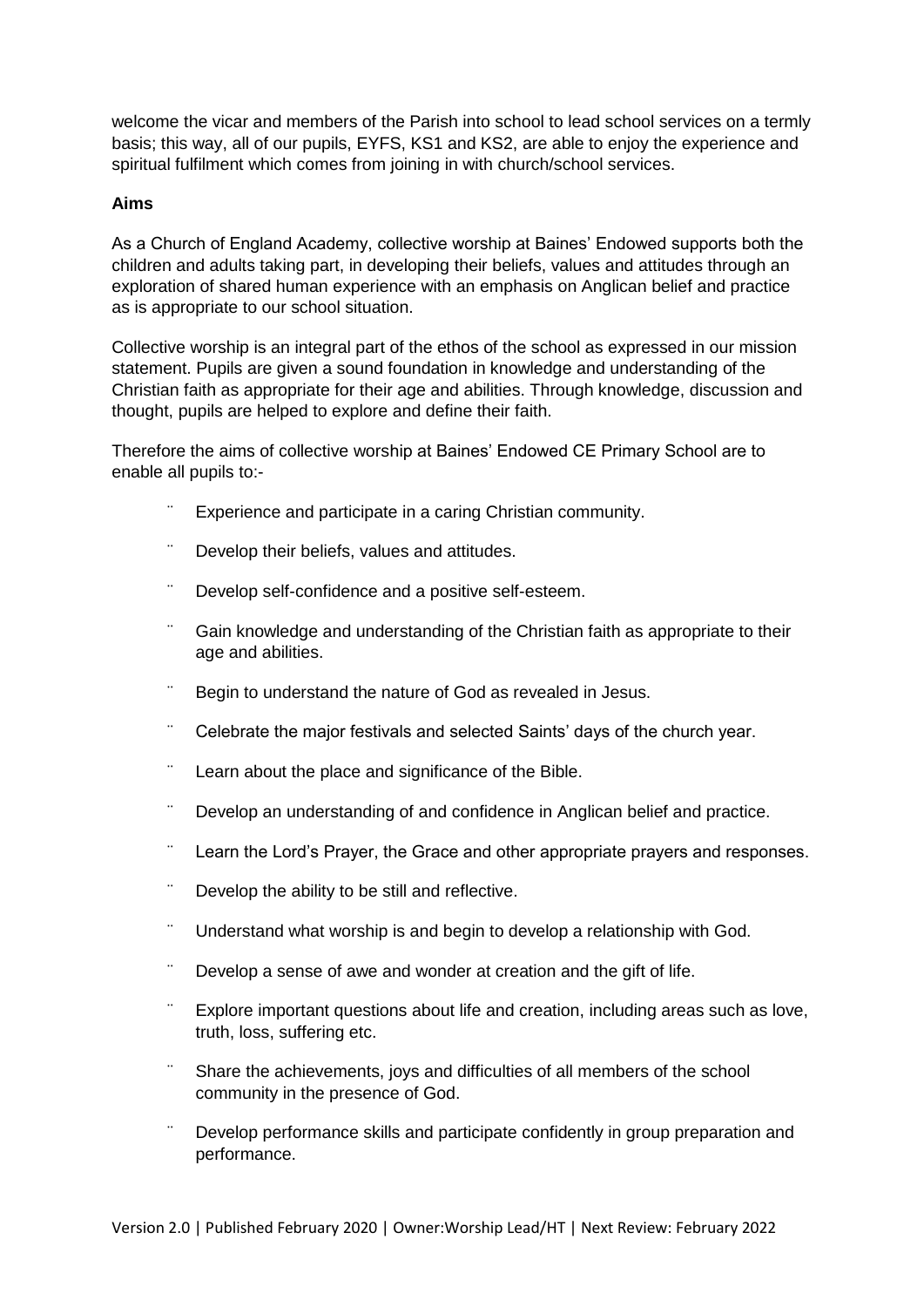welcome the vicar and members of the Parish into school to lead school services on a termly basis; this way, all of our pupils, EYFS, KS1 and KS2, are able to enjoy the experience and spiritual fulfilment which comes from joining in with church/school services.

**Aims**

As a Church of England Academy, collective worship at Baines' Endowed supports both the children and adults taking part, in developing their beliefs, values and attitudes through an exploration of shared human experience with an emphasis on Anglican belief and practice as is appropriate to our school situation.

Collective worship is an integral part of the ethos of the school as expressed in our mission statement. Pupils are given a sound foundation in knowledge and understanding of the Christian faith as appropriate for their age and abilities. Through knowledge, discussion and thought, pupils are helped to explore and define their faith.

Therefore the aims of collective worship at Baines' Endowed CE Primary School are to enable all pupils to:-

- Experience and participate in a caring Christian community.
- Develop their beliefs, values and attitudes.
- Develop self-confidence and a positive self-esteem.
- Gain knowledge and understanding of the Christian faith as appropriate to their age and abilities.
- Begin to understand the nature of God as revealed in Jesus.
- Celebrate the major festivals and selected Saints' days of the church year.
- Learn about the place and significance of the Bible.
- Develop an understanding of and confidence in Anglican belief and practice.
- Learn the Lord's Prayer, the Grace and other appropriate prayers and responses.
- Develop the ability to be still and reflective.
- Understand what worship is and begin to develop a relationship with God.
- Develop a sense of awe and wonder at creation and the gift of life.
- Explore important questions about life and creation, including areas such as love, truth, loss, suffering etc.
- Share the achievements, joys and difficulties of all members of the school community in the presence of God.
- Develop performance skills and participate confidently in group preparation and performance.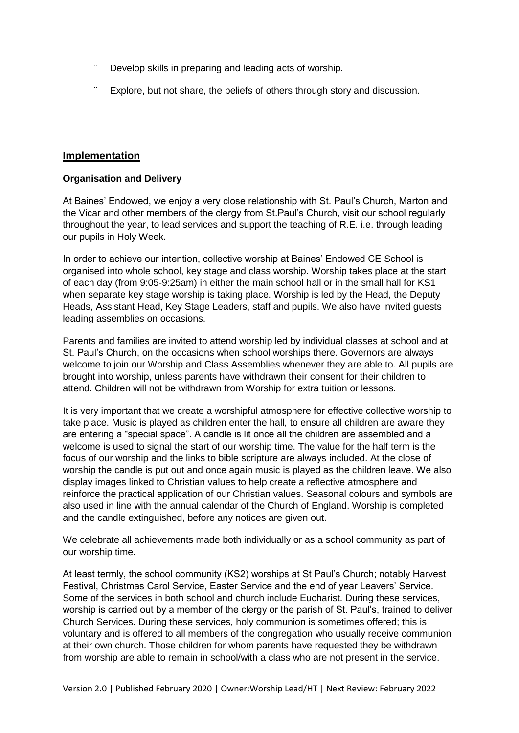- Develop skills in preparing and leading acts of worship.
- Explore, but not share, the beliefs of others through story and discussion.

## Implementation

### Organisation and Delivery

At Baines' Endowed, we enjoy a very close relationship with St. Paul's Church, Marton and the Vicar and other members of the clergy from St.Paul's Church, visit our school regularly throughout the year, to lead services and support the teaching of R.E. i.e. through leading our pupils in Holy Week.

In order to achieve our intention, collective worship at Baines' Endowed CE School is organised into whole school, key stage and class worship. Worship takes place at the start of each day (from 9:05-9:25am) in either the main school hall or in the small hall for KS1 when separate key stage worship is taking place. Worship is led by the Head, the Deputy Heads, Assistant Head, Key Stage Leaders, staff and pupils. We also have invited guests leading assemblies on occasions.

Parents and families are invited to attend worship led by individual classes at school and at St. Paul's Church, on the occasions when school worships there. Governors are always welcome to join our Worship and Class Assemblies whenever they are able to. All pupils are brought into worship, unless parents have withdrawn their consent for their children to attend. Children will not be withdrawn from Worship for extra tuition or lessons.

It is very important that we create a worshipful atmosphere for effective collective worship to take place. Music is played as children enter the hall, to ensure all children are aware they are entering a "special space". A candle is lit once all the children are assembled and a welcome is used to signal the start of our worship time. The value for the half term is the focus of our worship and the links to bible scripture are always included. At the close of worship the candle is put out and once again music is played as the children leave. We also display images linked to Christian values to help create a reflective atmosphere and reinforce the practical application of our Christian values. Seasonal colours and symbols are also used in line with the annual calendar of the Church of England. Worship is completed and the candle extinguished, before any notices are given out.

We celebrate all achievements made both individually or as a school community as part of our worship time.

At least termly, the school community (KS2) worships at St Paul's Church; notably Harvest Festival, Christmas Carol Service, Easter Service and the end of year Leavers' Service. Some of the services in both school and church include Eucharist. During these services, worship is carried out by a member of the clergy or the parish of St. Paul's, trained to deliver Church Services. During these services, holy communion is sometimes offered; this is voluntary and is offered to all members of the congregation who usually receive communion at their own church. Those children for whom parents have requested they be withdrawn from worship are able to remain in school/with a class who are not present in the service.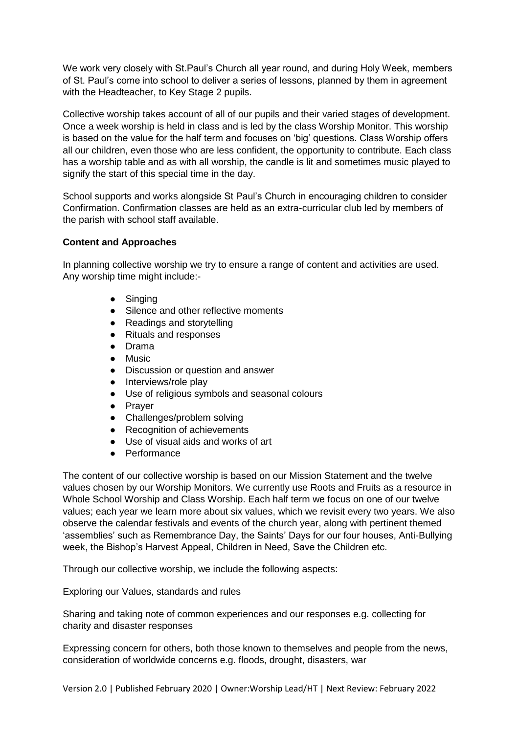We work very closely with St.Paul's Church all year round, and during Holy Week, members of St. Paul's come into school to deliver a series of lessons, planned by them in agreement with the Headteacher, to Key Stage 2 pupils.

Collective worship takes account of all of our pupils and their varied stages of development. Once a week worship is held in class and is led by the class Worship Monitor. This worship is based on the value for the half term and focuses on 'big' questions. Class Worship offers all our children, even those who are less confident, the opportunity to contribute. Each class has a worship table and as with all worship, the candle is lit and sometimes music played to signify the start of this special time in the day.

School supports and works alongside St Paul's Church in encouraging children to consider Confirmation. Confirmation classes are held as an extra-curricular club led by members of the parish with school staff available.

**Content and Approaches**

In planning collective worship we try to ensure a range of content and activities are used. Any worship time might include:-

- Singing
- Silence and other reflective moments
- Readings and storytelling
- Rituals and responses
- Drama
- Music
- Discussion or question and answer
- Interviews/role play
- Use of religious symbols and seasonal colours
- Prayer
- Challenges/problem solving
- Recognition of achievements
- Use of visual aids and works of art
- Performance

The content of our collective worship is based on our Mission Statement and the twelve values chosen by our Worship Monitors. We currently use Roots and Fruits as a resource in Whole School Worship and Class Worship. Each half term we focus on one of our twelve values; each year we learn more about six values, which we revisit every two years. We also observe the calendar festivals and events of the church year, along with pertinent themed 'assemblies' such as Remembrance Day, the Saints' Days for our four houses, Anti-Bullying week, the Bishop's Harvest Appeal, Children in Need, Save the Children etc.

Through our collective worship, we include the following aspects:

Exploring our Values, standards and rules

Sharing and taking note of common experiences and our responses e.g. collecting for charity and disaster responses

Expressing concern for others, both those known to themselves and people from the news, consideration of worldwide concerns e.g. floods, drought, disasters, war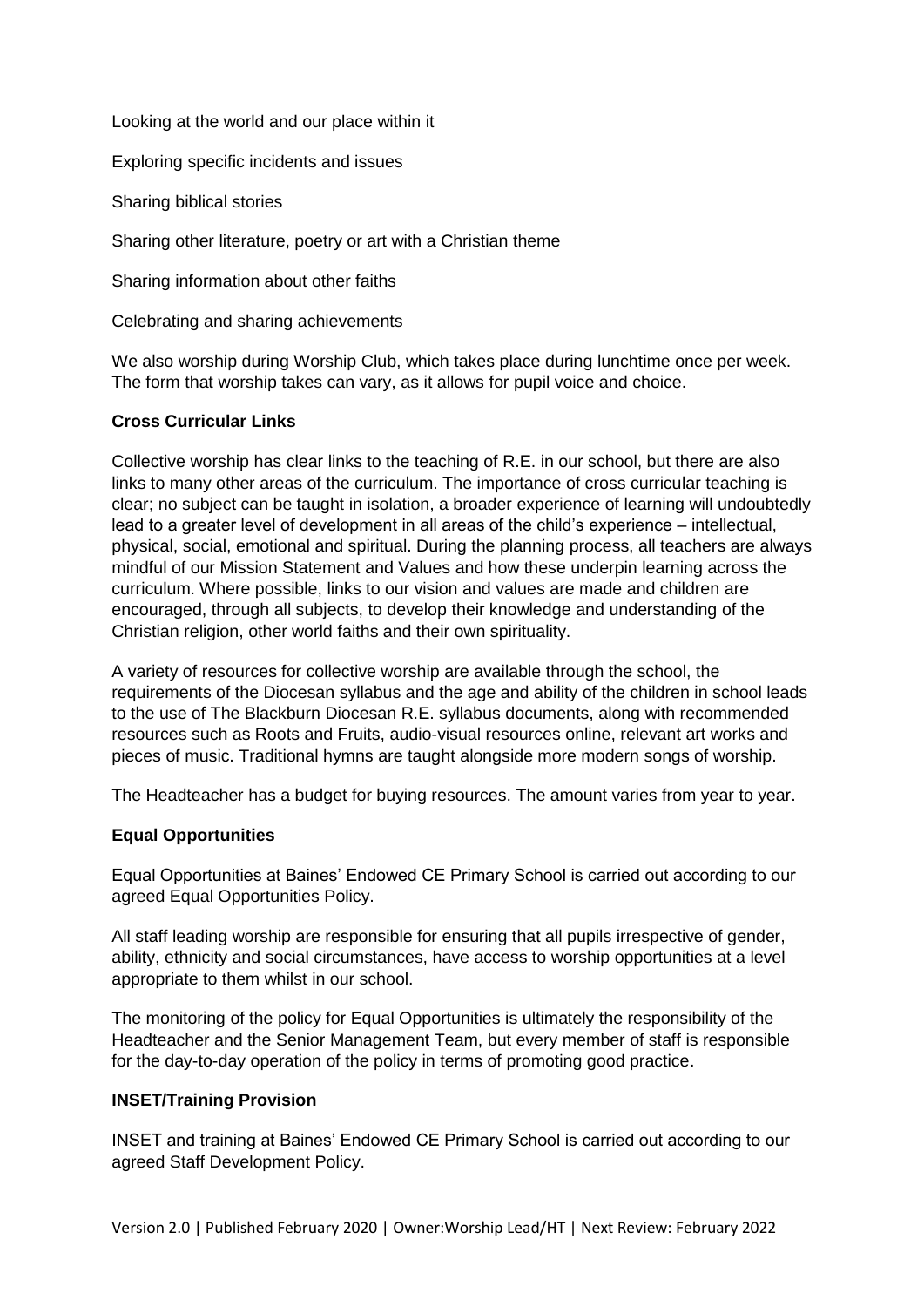Looking at the world and our place within it

Exploring specific incidents and issues

Sharing biblical stories

Sharing other literature, poetry or art with a Christian theme

Sharing information about other faiths

Celebrating and sharing achievements

We also worship during Worship Club, which takes place during lunchtime once per week. The form that worship takes can vary, as it allows for pupil voice and choice.

**Cross Curricular Links**

Collective worship has clear links to the teaching of R.E. in our school, but there are also links to many other areas of the curriculum. The importance of cross curricular teaching is clear; no subject can be taught in isolation, a broader experience of learning will undoubtedly lead to a greater level of development in all areas of the child's experience – intellectual, physical, social, emotional and spiritual. During the planning process, all teachers are always mindful of our Mission Statement and Values and how these underpin learning across the curriculum. Where possible, links to our vision and values are made and children are encouraged, through all subjects, to develop their knowledge and understanding of the Christian religion, other world faiths and their own spirituality.

A variety of resources for collective worship are available through the school, the requirements of the Diocesan syllabus and the age and ability of the children in school leads to the use of The Blackburn Diocesan R.E. syllabus documents, along with recommended resources such as Roots and Fruits, audio-visual resources online, relevant art works and pieces of music. Traditional hymns are taught alongside more modern songs of worship.

The Headteacher has a budget for buying resources. The amount varies from year to year.

**Equal Opportunities**

Equal Opportunities at Baines' Endowed CE Primary School is carried out according to our agreed Equal Opportunities Policy.

All staff leading worship are responsible for ensuring that all pupils irrespective of gender, ability, ethnicity and social circumstances, have access to worship opportunities at a level appropriate to them whilst in our school.

The monitoring of the policy for Equal Opportunities is ultimately the responsibility of the Headteacher and the Senior Management Team, but every member of staff is responsible for the day-to-day operation of the policy in terms of promoting good practice.

**INSET/Training Provision**

INSET and training at Baines' Endowed CE Primary School is carried out according to our agreed Staff Development Policy.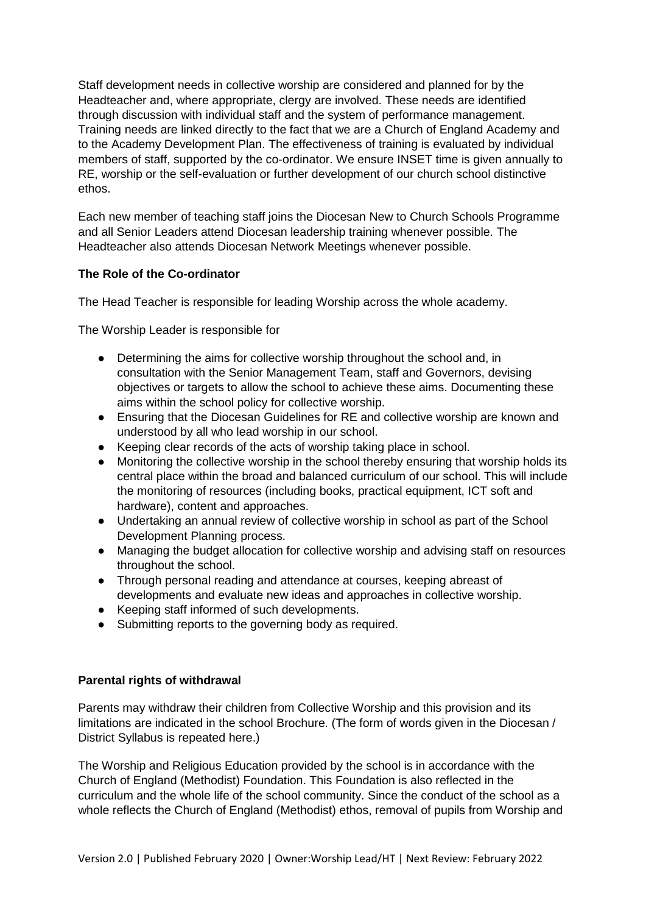Staff development needs in collective worship are considered and planned for by the Headteacher and, where appropriate, clergy are involved. These needs are identified through discussion with individual staff and the system of performance management. Training needs are linked directly to the fact that we are a Church of England Academy and to the Academy Development Plan. The effectiveness of training is evaluated by individual members of staff, supported by the co-ordinator. We ensure INSET time is given annually to RE, worship or the self-evaluation or further development of our church school distinctive ethos.

Each new member of teaching staff joins the Diocesan New to Church Schools Programme and all Senior Leaders attend Diocesan leadership training whenever possible. The Headteacher also attends Diocesan Network Meetings whenever possible.

**The Role of the Co-ordinator**

The Head Teacher is responsible for leading Worship across the whole academy.

The Worship Leader is responsible for

- Determining the aims for collective worship throughout the school and, in consultation with the Senior Management Team, staff and Governors, devising objectives or targets to allow the school to achieve these aims. Documenting these aims within the school policy for collective worship.
- Ensuring that the Diocesan Guidelines for RE and collective worship are known and understood by all who lead worship in our school.
- Keeping clear records of the acts of worship taking place in school.
- Monitoring the collective worship in the school thereby ensuring that worship holds its central place within the broad and balanced curriculum of our school. This will include the monitoring of resources (including books, practical equipment, ICT soft and hardware), content and approaches.
- Undertaking an annual review of collective worship in school as part of the School Development Planning process.
- Managing the budget allocation for collective worship and advising staff on resources throughout the school.
- Through personal reading and attendance at courses, keeping abreast of developments and evaluate new ideas and approaches in collective worship.
- Keeping staff informed of such developments.
- Submitting reports to the governing body as required.

**Parental rights of withdrawal**

Parents may withdraw their children from Collective Worship and this provision and its limitations are indicated in the school Brochure. (The form of words given in the Diocesan / District Syllabus is repeated here.)

The Worship and Religious Education provided by the school is in accordance with the Church of England (Methodist) Foundation. This Foundation is also reflected in the curriculum and the whole life of the school community. Since the conduct of the school as a whole reflects the Church of England (Methodist) ethos, removal of pupils from Worship and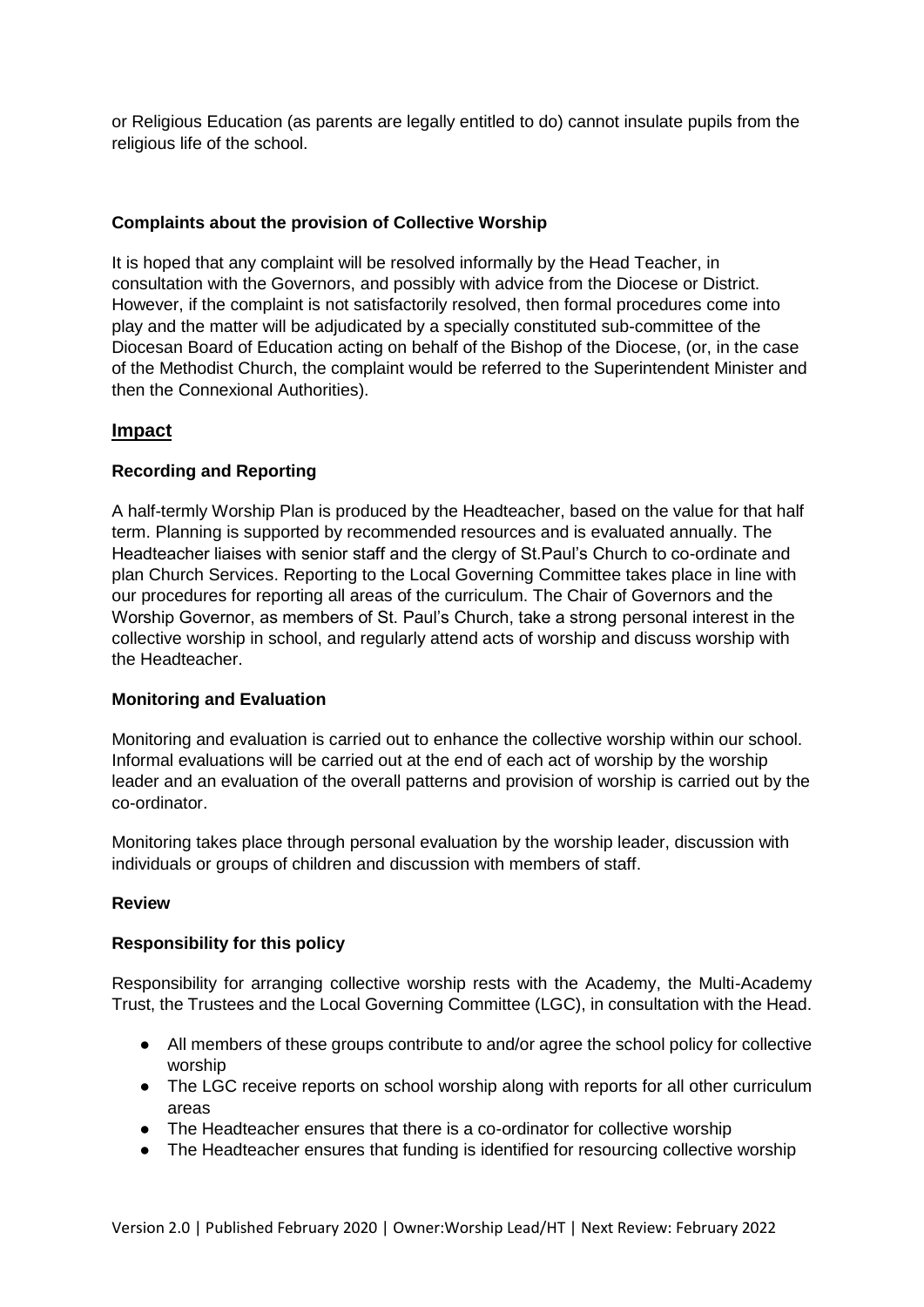or Religious Education (as parents are legally entitled to do) cannot insulate pupils from the religious life of the school.

### Complaints about the provision of Collective Worship

It is hoped that any complaint will be resolved informally by the Head Teacher, in consultation with the Governors, and possibly with advice from the Diocese or District. However, if the complaint is not satisfactorily resolved, then formal procedures come into play and the matter will be adjudicated by a specially constituted sub-committee of the Diocesan Board of Education acting on behalf of the Bishop of the Diocese, (or, in the case of the Methodist Church, the complaint would be referred to the Superintendent Minister and then the Connexional Authorities).

## Impact

### Recording and Reporting

A half-termly Worship Plan is produced by the Headteacher, based on the value for that half term. Planning is supported by recommended resources and is evaluated annually. The Headteacher liaises with senior staff and the clergy of St.Paul's Church to co-ordinate and plan Church Services. Reporting to the Local Governing Committee takes place in line with our procedures for reporting all areas of the curriculum. The Chair of Governors and the Worship Governor, as members of St. Paul's Church, take a strong personal interest in the collective worship in school, and regularly attend acts of worship and discuss worship with the Headteacher.

### Monitoring and Evaluation

Monitoring and evaluation is carried out to enhance the collective worship within our school. Informal evaluations will be carried out at the end of each act of worship by the worship leader and an evaluation of the overall patterns and provision of worship is carried out by the co-ordinator.

Monitoring takes place through personal evaluation by the worship leader, discussion with individuals or groups of children and discussion with members of staff.

### Review

### Responsibility for this policy

Responsibility for arranging collective worship rests with the Academy, the Multi-Academy Trust, the Trustees and the Local Governing Committee (LGC), in consultation with the Head.

- All members of these groups contribute to and/or agree the school policy for collective worship
- The LGC receive reports on school worship along with reports for all other curriculum areas
- The Headteacher ensures that there is a co-ordinator for collective worship
- The Headteacher ensures that funding is identified for resourcing collective worship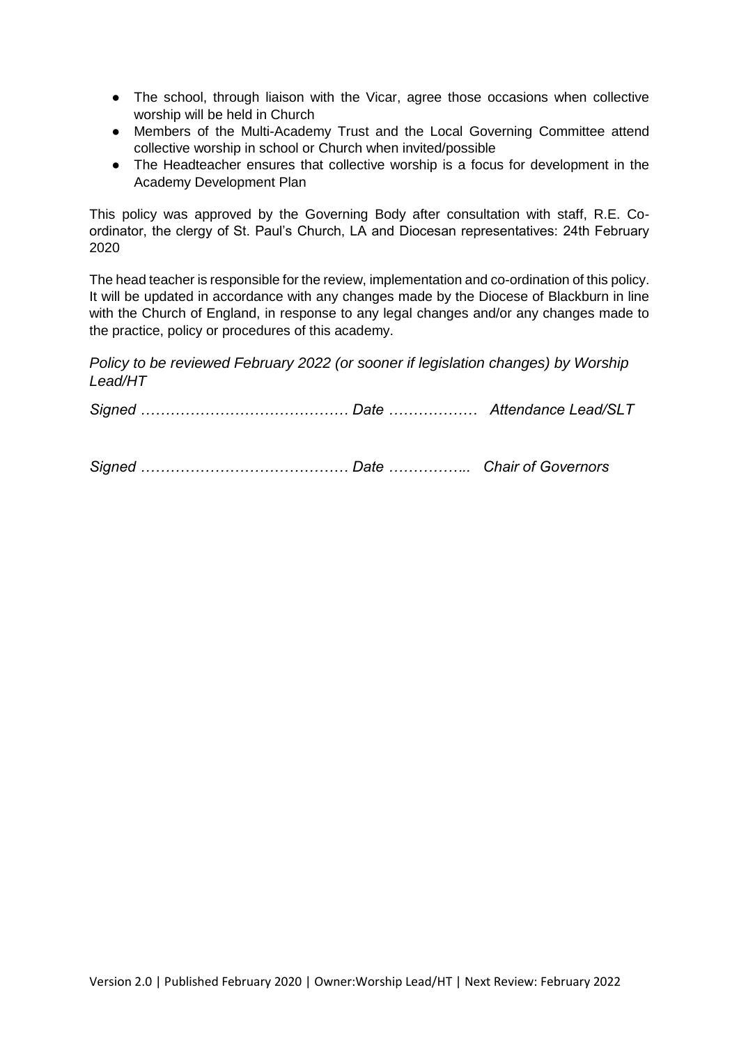- The school, through liaison with the Vicar, agree those occasions when collective worship will be held in Church
- Members of the Multi-Academy Trust and the Local Governing Committee attend collective worship in school or Church when invited/possible
- The Headteacher ensures that collective worship is a focus for development in the Academy Development Plan

This policy was approved by the Governing Body after consultation with staff, R.E. Co-ordinator, the clergy of St. Paul's Church, LA and Diocesan representatives: 24th February 2020

The head teacher is responsible for the review, implementation and co-ordination of this policy. It will be updated in accordance with any changes made by the Diocese of Blackburn in line with the Church of England, in response to any legal changes and/or any changes made to the practice, policy or procedures of this academy.

*Policy to be reviewed February 2022 (or sooner if legislation changes) by Worship Lead/HT*

*Signed …………………………………… Date ……………… Attendance Lead/SLT*

*Signed …………………………………… Date …………….. Chair of Governors*